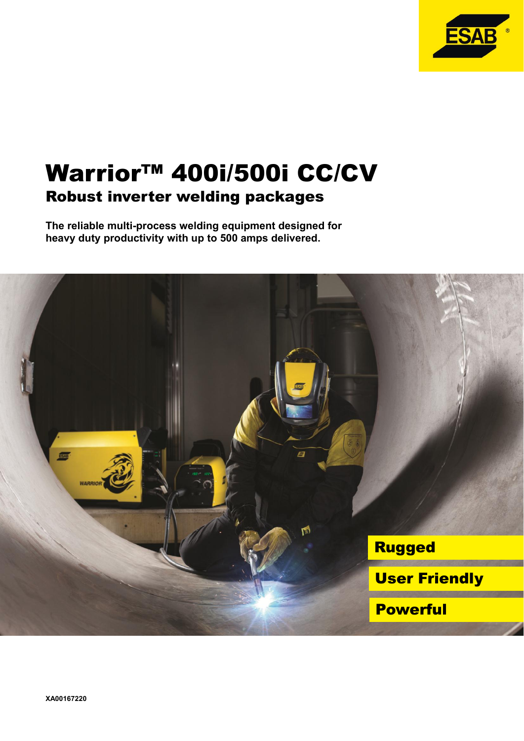# Warrior™ 400i/500i CC/CV

## Robust inverter welding packages

**The reliable multi-process welding equipment designed for heavy duty productivity with up to 500 amps delivered.**

**Rugged**

**User Friendly**

**Powerful**

**XA00167220**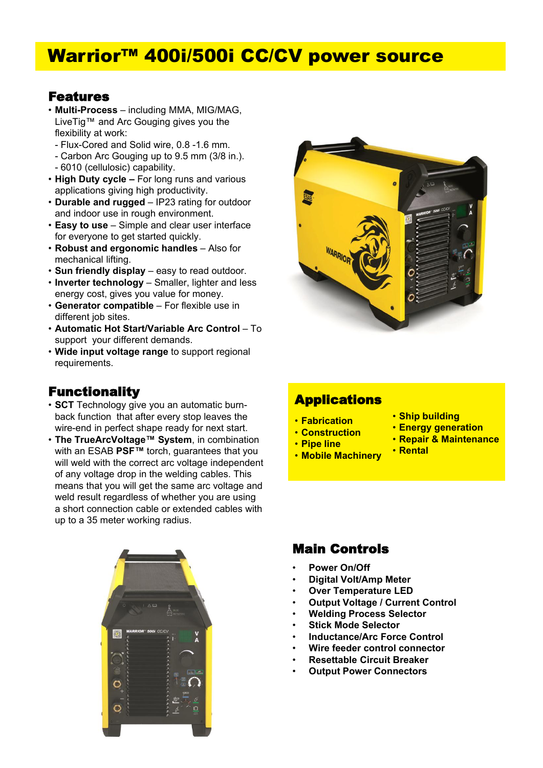# Warrior™ 400i/500i CC/CV power source

## Features

- **Multi-Process** – including MMA, MIG/MAG, LiveTig™ and Arc Gouging gives you the flexibility at work:
  - Flux-Cored and Solid wire, 0.8 -1.6 mm.
  - Carbon Arc Gouging up to 9.5 mm (3/8 in.).
  - 6010 (cellulosic) capability.
- **High Duty cycle –** For long runs and various applications giving high productivity.
- **Durable and rugged** – IP23 rating for outdoor and indoor use in rough environment.
- **Easy to use** – Simple and clear user interface for everyone to get started quickly.
- **Robust and ergonomic handles** – Also for mechanical lifting.
- **Sun friendly display** – easy to read outdoor.
- **Inverter technology** – Smaller, lighter and less energy cost, gives you value for money.
- **Generator compatible** – For flexible use in different job sites.
- **Automatic Hot Start/Variable Arc Control** – To support your different demands.
- **Wide input voltage range** to support regional requirements.

## Functionality

- **SCT** Technology give you an automatic burn-back function that after every stop leaves the wire-end in perfect shape ready for next start.
- **The TrueArcVoltage™ System**, in combination with an ESAB **PSF™** torch, guarantees that you will weld with the correct arc voltage independent of any voltage drop in the welding cables. This means that you will get the same arc voltage and weld result regardless of whether you are using a short connection cable or extended cables with up to a 35 meter working radius.

## Applications

- **Fabrication**
- **Construction**
- **Pipe line**
- **Mobile Machinery**
- **Ship building**
- **Energy generation**
- **Repair & Maintenance**
- **Rental**

## Main Controls

- **Power On/Off**
- **Digital Volt/Amp Meter**
- **Over Temperature LED**
- **Output Voltage / Current Control**
- **Welding Process Selector**
- **Stick Mode Selector**
- **Inductance/Arc Force Control**
- **Wire feeder control connector**
- **Resettable Circuit Breaker**
- **Output Power Connectors**